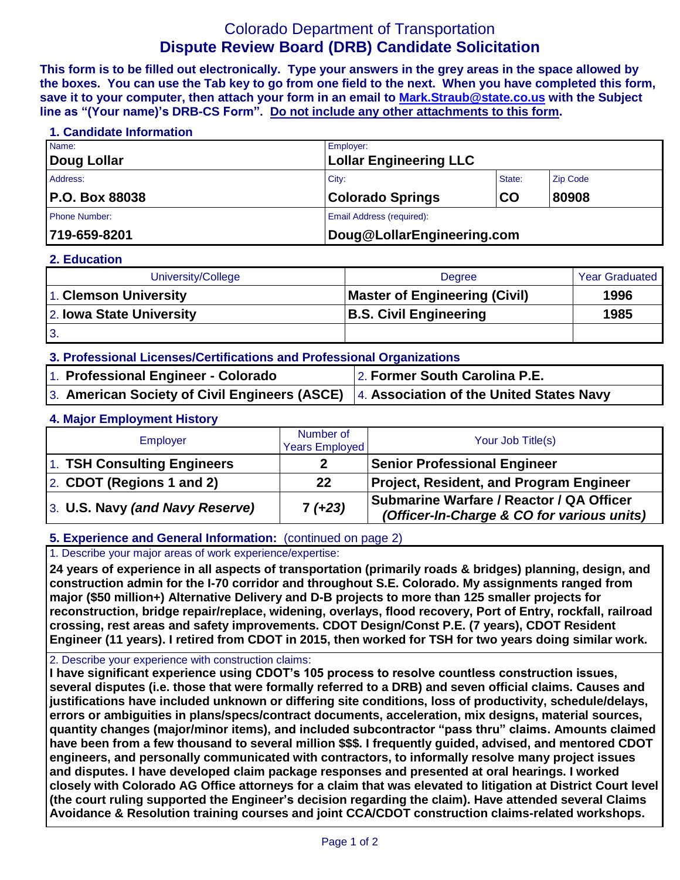# Colorado Department of Transportation

## Dispute Review Board (DRB) Candidate Solicitation

**This form is to be filled out electronically. Type your answers in the grey areas in the space allowed by the boxes. You can use the Tab key to go from one field to the next. When you have completed this form, save it to your computer, then attach your form in an email to Mark.Straub@state.co.us with the Subject line as "(Your name)'s DRB-CS Form". Do not include any other attachments to this form.**

### 1. Candidate Information

| Field | Value | Field | Value |
|---|---|---|---|
| Name: | **Doug Lollar** | Employer: | **Lollar Engineering LLC** |
| Address: | **P.O. Box 88038** | City / State / Zip Code: | **Colorado Springs**, **CO** **80908** |
| Phone Number: | **719-659-8201** | Email Address (required): | **Doug@LollarEngineering.com** |

### 2. Education

| University/College | Degree | Year Graduated |
|---|---|---|
| 1. **Clemson University** | **Master of Engineering (Civil)** | **1996** |
| 2. **Iowa State University** | **B.S. Civil Engineering** | **1985** |
| 3. | | |

### 3. Professional Licenses/Certifications and Professional Organizations

| | |
|---|---|
| 1. **Professional Engineer - Colorado** | 2. **Former South Carolina P.E.** |
| 3. **American Society of Civil Engineers (ASCE)** | 4. **Association of the United States Navy** |

### 4. Major Employment History

| Employer | Number of Years Employed | Your Job Title(s) |
|---|---|---|
| 1. **TSH Consulting Engineers** | **2** | **Senior Professional Engineer** |
| 2. **CDOT (Regions 1 and 2)** | **22** | **Project, Resident, and Program Engineer** |
| 3. **U.S. Navy *(and Navy Reserve)*** | ***7 (+23)*** | **Submarine Warfare / Reactor / QA Officer *(Officer-In-Charge & CO for various units)*** |

### 5. Experience and General Information: (continued on page 2)

1. Describe your major areas of work experience/expertise:

**24 years of experience in all aspects of transportation (primarily roads & bridges) planning, design, and construction admin for the I-70 corridor and throughout S.E. Colorado. My assignments ranged from major ($50 million+) Alternative Delivery and D-B projects to more than 125 smaller projects for reconstruction, bridge repair/replace, widening, overlays, flood recovery, Port of Entry, rockfall, railroad crossing, rest areas and safety improvements. CDOT Design/Const P.E. (7 years), CDOT Resident Engineer (11 years). I retired from CDOT in 2015, then worked for TSH for two years doing similar work.**

2. Describe your experience with construction claims:

**I have significant experience using CDOT's 105 process to resolve countless construction issues, several disputes (i.e. those that were formally referred to a DRB) and seven official claims. Causes and justifications have included unknown or differing site conditions, loss of productivity, schedule/delays, errors or ambiguities in plans/specs/contract documents, acceleration, mix designs, material sources, quantity changes (major/minor items), and included subcontractor "pass thru" claims. Amounts claimed have been from a few thousand to several million $$$. I frequently guided, advised, and mentored CDOT engineers, and personally communicated with contractors, to informally resolve many project issues and disputes. I have developed claim package responses and presented at oral hearings. I worked closely with Colorado AG Office attorneys for a claim that was elevated to litigation at District Court level (the court ruling supported the Engineer's decision regarding the claim). Have attended several Claims Avoidance & Resolution training courses and joint CCA/CDOT construction claims-related workshops.**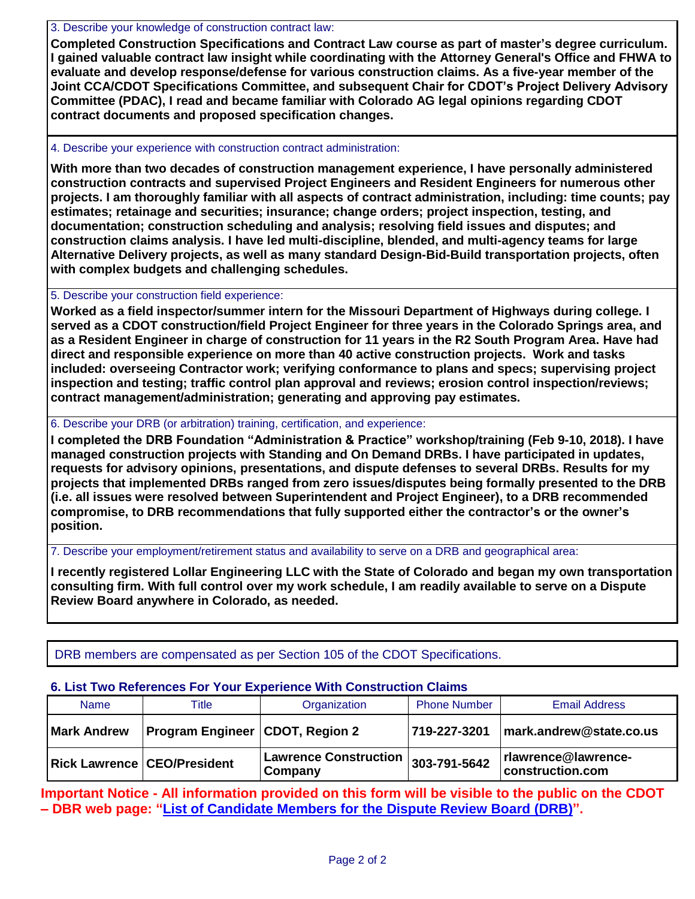3. Describe your knowledge of construction contract law:

**Completed Construction Specifications and Contract Law course as part of master's degree curriculum. I gained valuable contract law insight while coordinating with the Attorney General's Office and FHWA to evaluate and develop response/defense for various construction claims. As a five-year member of the Joint CCA/CDOT Specifications Committee, and subsequent Chair for CDOT's Project Delivery Advisory Committee (PDAC), I read and became familiar with Colorado AG legal opinions regarding CDOT contract documents and proposed specification changes.**

4. Describe your experience with construction contract administration:

**With more than two decades of construction management experience, I have personally administered construction contracts and supervised Project Engineers and Resident Engineers for numerous other projects. I am thoroughly familiar with all aspects of contract administration, including: time counts; pay estimates; retainage and securities; insurance; change orders; project inspection, testing, and documentation; construction scheduling and analysis; resolving field issues and disputes; and construction claims analysis. I have led multi-discipline, blended, and multi-agency teams for large Alternative Delivery projects, as well as many standard Design-Bid-Build transportation projects, often with complex budgets and challenging schedules.**

5. Describe your construction field experience:

**Worked as a field inspector/summer intern for the Missouri Department of Highways during college. I served as a CDOT construction/field Project Engineer for three years in the Colorado Springs area, and as a Resident Engineer in charge of construction for 11 years in the R2 South Program Area. Have had direct and responsible experience on more than 40 active construction projects. Work and tasks included: overseeing Contractor work; verifying conformance to plans and specs; supervising project inspection and testing; traffic control plan approval and reviews; erosion control inspection/reviews; contract management/administration; generating and approving pay estimates.**

6. Describe your DRB (or arbitration) training, certification, and experience:

**I completed the DRB Foundation "Administration & Practice" workshop/training (Feb 9-10, 2018). I have managed construction projects with Standing and On Demand DRBs. I have participated in updates, requests for advisory opinions, presentations, and dispute defenses to several DRBs. Results for my projects that implemented DRBs ranged from zero issues/disputes being formally presented to the DRB (i.e. all issues were resolved between Superintendent and Project Engineer), to a DRB recommended compromise, to DRB recommendations that fully supported either the contractor's or the owner's position.**

7. Describe your employment/retirement status and availability to serve on a DRB and geographical area:

**I recently registered Lollar Engineering LLC with the State of Colorado and began my own transportation consulting firm. With full control over my work schedule, I am readily available to serve on a Dispute Review Board anywhere in Colorado, as needed.**

DRB members are compensated as per Section 105 of the CDOT Specifications.

## 6. List Two References For Your Experience With Construction Claims

| Name | Title | Organization | Phone Number | Email Address |
|---|---|---|---|---|
| **Mark Andrew** | **Program Engineer** | **CDOT, Region 2** | **719-227-3201** | **mark.andrew@state.co.us** |
| **Rick Lawrence** | **CEO/President** | **Lawrence Construction Company** | **303-791-5642** | **rlawrence@lawrence-construction.com** |

**Important Notice - All information provided on this form will be visible to the public on the CDOT – DBR web page: "List of Candidate Members for the Dispute Review Board (DRB)".**